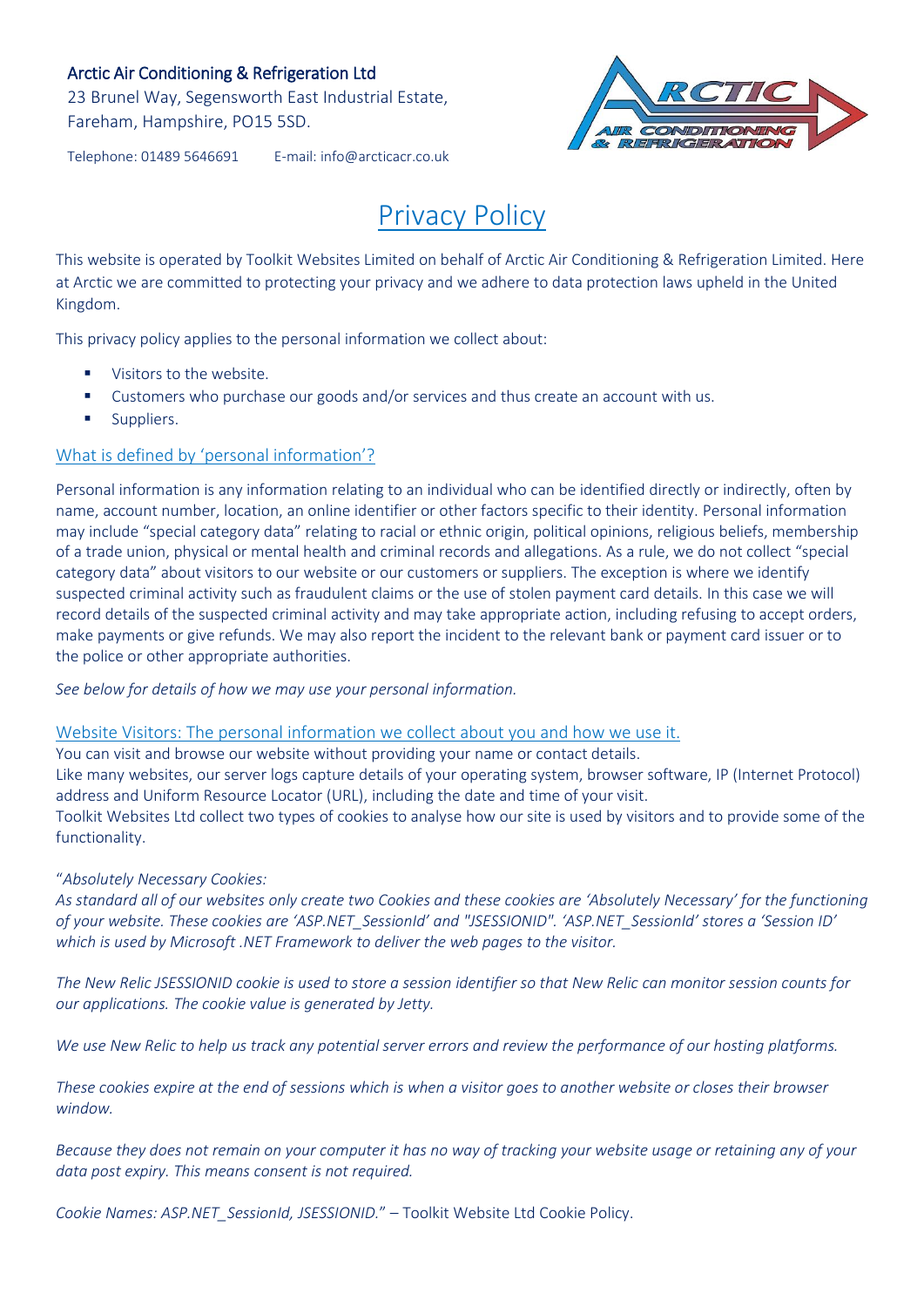Arctic Air Conditioning & Refrigeration Ltd
23 Brunel Way, Segensworth East Industrial Estate,
Fareham, Hampshire, PO15 5SD.

Telephone: 01489 5646691 E-mail: info@arcticacr.co.uk

# Privacy Policy

This website is operated by Toolkit Websites Limited on behalf of Arctic Air Conditioning & Refrigeration Limited. Here at Arctic we are committed to protecting your privacy and we adhere to data protection laws upheld in the United Kingdom.

This privacy policy applies to the personal information we collect about:

- Visitors to the website.
- Customers who purchase our goods and/or services and thus create an account with us.
- Suppliers.

## What is defined by 'personal information'?

Personal information is any information relating to an individual who can be identified directly or indirectly, often by name, account number, location, an online identifier or other factors specific to their identity. Personal information may include "special category data" relating to racial or ethnic origin, political opinions, religious beliefs, membership of a trade union, physical or mental health and criminal records and allegations. As a rule, we do not collect "special category data" about visitors to our website or our customers or suppliers. The exception is where we identify suspected criminal activity such as fraudulent claims or the use of stolen payment card details. In this case we will record details of the suspected criminal activity and may take appropriate action, including refusing to accept orders, make payments or give refunds. We may also report the incident to the relevant bank or payment card issuer or to the police or other appropriate authorities.

*See below for details of how we may use your personal information.*

## Website Visitors: The personal information we collect about you and how we use it.

You can visit and browse our website without providing your name or contact details.
Like many websites, our server logs capture details of your operating system, browser software, IP (Internet Protocol) address and Uniform Resource Locator (URL), including the date and time of your visit.
Toolkit Websites Ltd collect two types of cookies to analyse how our site is used by visitors and to provide some of the functionality.

"*Absolutely Necessary Cookies:*
*As standard all of our websites only create two Cookies and these cookies are 'Absolutely Necessary' for the functioning of your website. These cookies are 'ASP.NET_SessionId' and "JSESSIONID". 'ASP.NET_SessionId' stores a 'Session ID' which is used by Microsoft .NET Framework to deliver the web pages to the visitor.*

*The New Relic JSESSIONID cookie is used to store a session identifier so that New Relic can monitor session counts for our applications. The cookie value is generated by Jetty.*

*We use New Relic to help us track any potential server errors and review the performance of our hosting platforms.*

*These cookies expire at the end of sessions which is when a visitor goes to another website or closes their browser window.*

*Because they does not remain on your computer it has no way of tracking your website usage or retaining any of your data post expiry. This means consent is not required.*

*Cookie Names: ASP.NET_SessionId, JSESSIONID.*" – Toolkit Website Ltd Cookie Policy.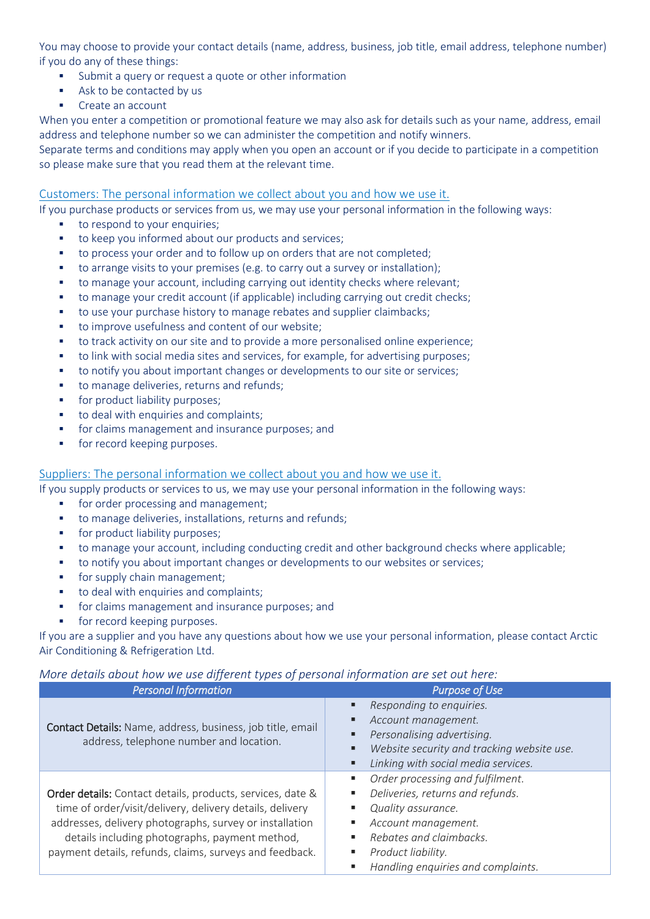You may choose to provide your contact details (name, address, business, job title, email address, telephone number) if you do any of these things:

- Submit a query or request a quote or other information
- Ask to be contacted by us
- Create an account

When you enter a competition or promotional feature we may also ask for details such as your name, address, email address and telephone number so we can administer the competition and notify winners.
Separate terms and conditions may apply when you open an account or if you decide to participate in a competition so please make sure that you read them at the relevant time.

## Customers: The personal information we collect about you and how we use it.

If you purchase products or services from us, we may use your personal information in the following ways:

- to respond to your enquiries;
- to keep you informed about our products and services;
- to process your order and to follow up on orders that are not completed;
- to arrange visits to your premises (e.g. to carry out a survey or installation);
- to manage your account, including carrying out identity checks where relevant;
- to manage your credit account (if applicable) including carrying out credit checks;
- to use your purchase history to manage rebates and supplier claimbacks;
- to improve usefulness and content of our website;
- to track activity on our site and to provide a more personalised online experience;
- to link with social media sites and services, for example, for advertising purposes;
- to notify you about important changes or developments to our site or services;
- to manage deliveries, returns and refunds;
- for product liability purposes;
- to deal with enquiries and complaints;
- for claims management and insurance purposes; and
- for record keeping purposes.

## Suppliers: The personal information we collect about you and how we use it.

If you supply products or services to us, we may use your personal information in the following ways:

- for order processing and management;
- to manage deliveries, installations, returns and refunds;
- for product liability purposes;
- to manage your account, including conducting credit and other background checks where applicable;
- to notify you about important changes or developments to our websites or services;
- for supply chain management;
- to deal with enquiries and complaints;
- for claims management and insurance purposes; and
- for record keeping purposes.

If you are a supplier and you have any questions about how we use your personal information, please contact Arctic Air Conditioning & Refrigeration Ltd.

*More details about how we use different types of personal information are set out here:*

| *Personal Information* | *Purpose of Use* |
|---|---|
| **Contact Details:** Name, address, business, job title, email address, telephone number and location. | - *Responding to enquiries.*<br>- *Account management.*<br>- *Personalising advertising.*<br>- *Website security and tracking website use.*<br>- *Linking with social media services.* |
| **Order details:** Contact details, products, services, date & time of order/visit/delivery, delivery details, delivery addresses, delivery photographs, survey or installation details including photographs, payment method, payment details, refunds, claims, surveys and feedback. | - *Order processing and fulfilment.*<br>- *Deliveries, returns and refunds.*<br>- *Quality assurance.*<br>- *Account management.*<br>- *Rebates and claimbacks.*<br>- *Product liability.*<br>- *Handling enquiries and complaints.* |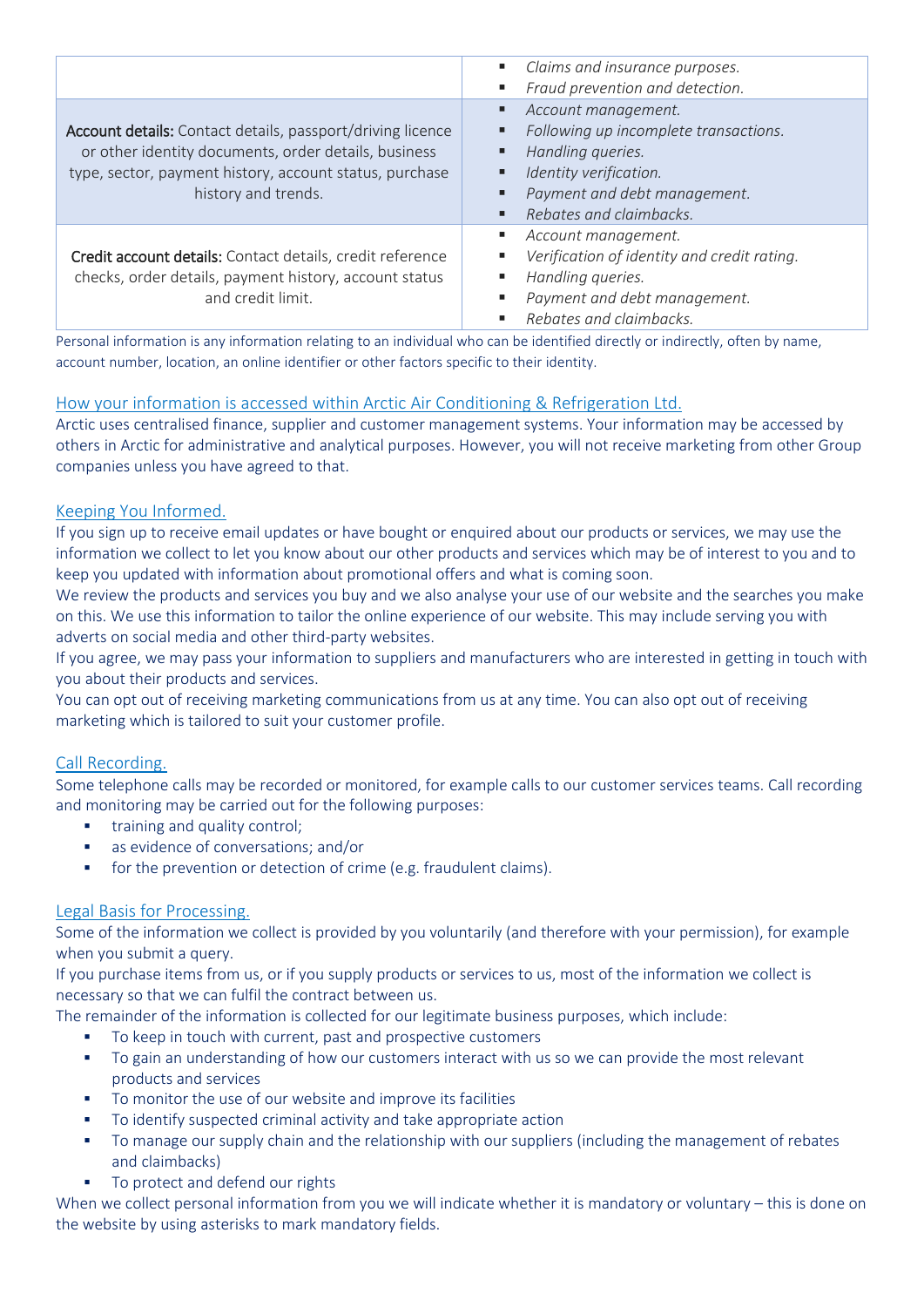| | |
|---|---|
| | - *Claims and insurance purposes.*<br>- *Fraud prevention and detection.* |
| **Account details:** Contact details, passport/driving licence or other identity documents, order details, business type, sector, payment history, account status, purchase history and trends. | - *Account management.*<br>- *Following up incomplete transactions.*<br>- *Handling queries.*<br>- *Identity verification.*<br>- *Payment and debt management.*<br>- *Rebates and claimbacks.* |
| **Credit account details:** Contact details, credit reference checks, order details, payment history, account status and credit limit. | - *Account management.*<br>- *Verification of identity and credit rating.*<br>- *Handling queries.*<br>- *Payment and debt management.*<br>- *Rebates and claimbacks.* |

Personal information is any information relating to an individual who can be identified directly or indirectly, often by name, account number, location, an online identifier or other factors specific to their identity.

## How your information is accessed within Arctic Air Conditioning & Refrigeration Ltd.

Arctic uses centralised finance, supplier and customer management systems. Your information may be accessed by others in Arctic for administrative and analytical purposes. However, you will not receive marketing from other Group companies unless you have agreed to that.

## Keeping You Informed.

If you sign up to receive email updates or have bought or enquired about our products or services, we may use the information we collect to let you know about our other products and services which may be of interest to you and to keep you updated with information about promotional offers and what is coming soon.

We review the products and services you buy and we also analyse your use of our website and the searches you make on this. We use this information to tailor the online experience of our website. This may include serving you with adverts on social media and other third-party websites.

If you agree, we may pass your information to suppliers and manufacturers who are interested in getting in touch with you about their products and services.

You can opt out of receiving marketing communications from us at any time. You can also opt out of receiving marketing which is tailored to suit your customer profile.

## Call Recording.

Some telephone calls may be recorded or monitored, for example calls to our customer services teams. Call recording and monitoring may be carried out for the following purposes:

- training and quality control;
- as evidence of conversations; and/or
- for the prevention or detection of crime (e.g. fraudulent claims).

## Legal Basis for Processing.

Some of the information we collect is provided by you voluntarily (and therefore with your permission), for example when you submit a query.

If you purchase items from us, or if you supply products or services to us, most of the information we collect is necessary so that we can fulfil the contract between us.

The remainder of the information is collected for our legitimate business purposes, which include:

- To keep in touch with current, past and prospective customers
- To gain an understanding of how our customers interact with us so we can provide the most relevant products and services
- To monitor the use of our website and improve its facilities
- To identify suspected criminal activity and take appropriate action
- To manage our supply chain and the relationship with our suppliers (including the management of rebates and claimbacks)
- To protect and defend our rights

When we collect personal information from you we will indicate whether it is mandatory or voluntary – this is done on the website by using asterisks to mark mandatory fields.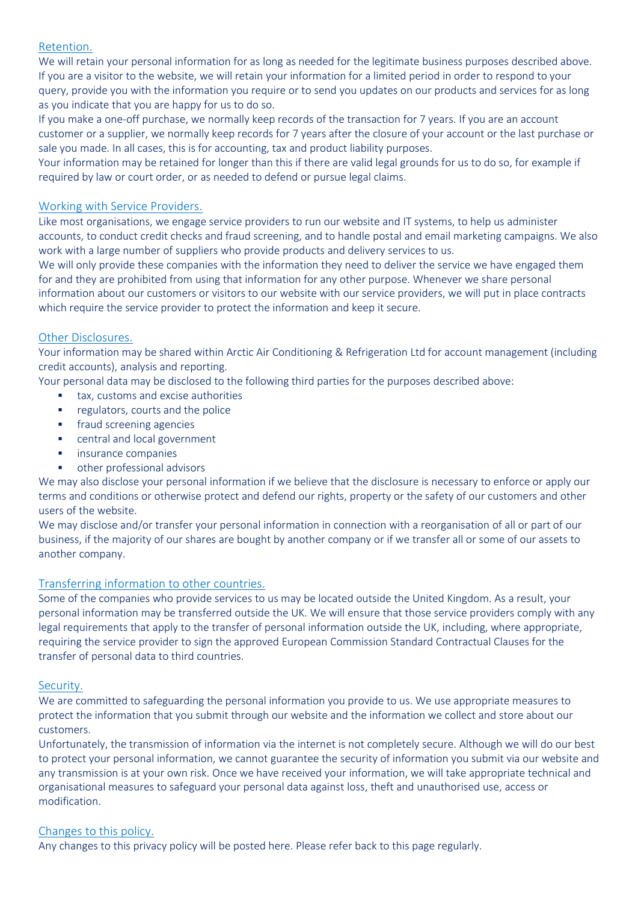## Retention.

We will retain your personal information for as long as needed for the legitimate business purposes described above. If you are a visitor to the website, we will retain your information for a limited period in order to respond to your query, provide you with the information you require or to send you updates on our products and services for as long as you indicate that you are happy for us to do so.

If you make a one-off purchase, we normally keep records of the transaction for 7 years. If you are an account customer or a supplier, we normally keep records for 7 years after the closure of your account or the last purchase or sale you made. In all cases, this is for accounting, tax and product liability purposes.

Your information may be retained for longer than this if there are valid legal grounds for us to do so, for example if required by law or court order, or as needed to defend or pursue legal claims.

## Working with Service Providers.

Like most organisations, we engage service providers to run our website and IT systems, to help us administer accounts, to conduct credit checks and fraud screening, and to handle postal and email marketing campaigns. We also work with a large number of suppliers who provide products and delivery services to us.

We will only provide these companies with the information they need to deliver the service we have engaged them for and they are prohibited from using that information for any other purpose. Whenever we share personal information about our customers or visitors to our website with our service providers, we will put in place contracts which require the service provider to protect the information and keep it secure.

## Other Disclosures.

Your information may be shared within Arctic Air Conditioning & Refrigeration Ltd for account management (including credit accounts), analysis and reporting.

Your personal data may be disclosed to the following third parties for the purposes described above:

- tax, customs and excise authorities
- regulators, courts and the police
- fraud screening agencies
- central and local government
- insurance companies
- other professional advisors

We may also disclose your personal information if we believe that the disclosure is necessary to enforce or apply our terms and conditions or otherwise protect and defend our rights, property or the safety of our customers and other users of the website.

We may disclose and/or transfer your personal information in connection with a reorganisation of all or part of our business, if the majority of our shares are bought by another company or if we transfer all or some of our assets to another company.

## Transferring information to other countries.

Some of the companies who provide services to us may be located outside the United Kingdom. As a result, your personal information may be transferred outside the UK. We will ensure that those service providers comply with any legal requirements that apply to the transfer of personal information outside the UK, including, where appropriate, requiring the service provider to sign the approved European Commission Standard Contractual Clauses for the transfer of personal data to third countries.

## Security.

We are committed to safeguarding the personal information you provide to us. We use appropriate measures to protect the information that you submit through our website and the information we collect and store about our customers.

Unfortunately, the transmission of information via the internet is not completely secure. Although we will do our best to protect your personal information, we cannot guarantee the security of information you submit via our website and any transmission is at your own risk. Once we have received your information, we will take appropriate technical and organisational measures to safeguard your personal data against loss, theft and unauthorised use, access or modification.

## Changes to this policy.

Any changes to this privacy policy will be posted here. Please refer back to this page regularly.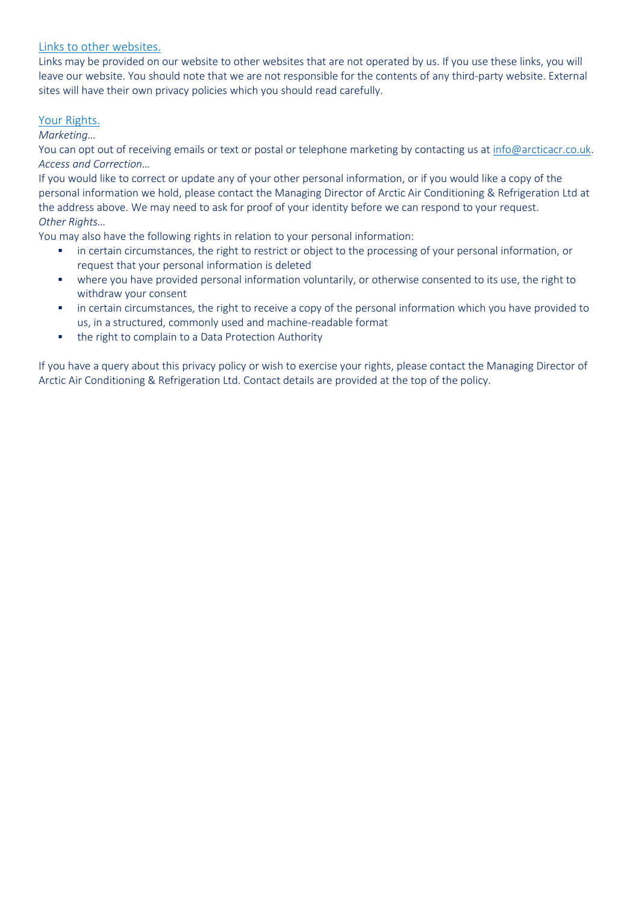## Links to other websites.

Links may be provided on our website to other websites that are not operated by us. If you use these links, you will leave our website. You should note that we are not responsible for the contents of any third-party website. External sites will have their own privacy policies which you should read carefully.

## Your Rights.

*Marketing…*

You can opt out of receiving emails or text or postal or telephone marketing by contacting us at info@arcticacr.co.uk.

*Access and Correction…*

If you would like to correct or update any of your other personal information, or if you would like a copy of the personal information we hold, please contact the Managing Director of Arctic Air Conditioning & Refrigeration Ltd at the address above. We may need to ask for proof of your identity before we can respond to your request.

*Other Rights…*

You may also have the following rights in relation to your personal information:

- in certain circumstances, the right to restrict or object to the processing of your personal information, or request that your personal information is deleted
- where you have provided personal information voluntarily, or otherwise consented to its use, the right to withdraw your consent
- in certain circumstances, the right to receive a copy of the personal information which you have provided to us, in a structured, commonly used and machine-readable format
- the right to complain to a Data Protection Authority

If you have a query about this privacy policy or wish to exercise your rights, please contact the Managing Director of Arctic Air Conditioning & Refrigeration Ltd. Contact details are provided at the top of the policy.